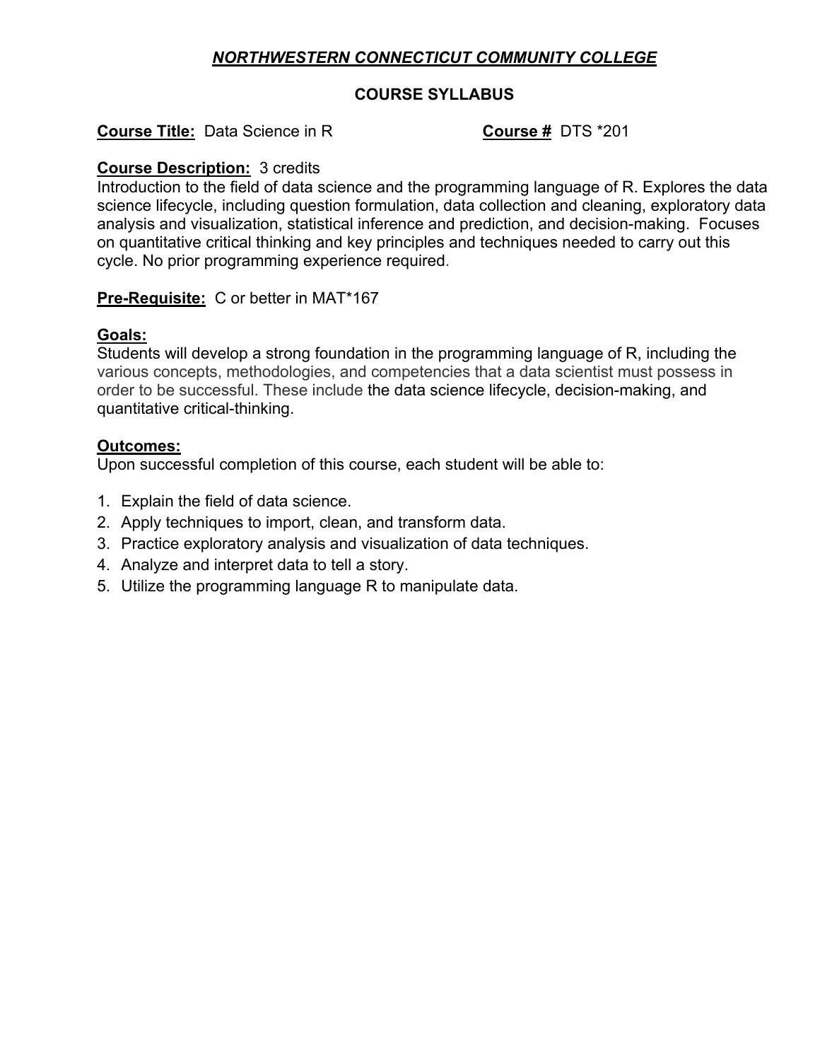# ***NORTHWESTERN CONNECTICUT COMMUNITY COLLEGE***

## COURSE SYLLABUS

**Course Title:** Data Science in R **Course #** DTS *201

**Course Description:** 3 credits
Introduction to the field of data science and the programming language of R. Explores the data science lifecycle, including question formulation, data collection and cleaning, exploratory data analysis and visualization, statistical inference and prediction, and decision-making. Focuses on quantitative critical thinking and key principles and techniques needed to carry out this cycle. No prior programming experience required.

**Pre-Requisite:** C or better in MAT*167

**Goals:**
Students will develop a strong foundation in the programming language of R, including the various concepts, methodologies, and competencies that a data scientist must possess in order to be successful. These include the data science lifecycle, decision-making, and quantitative critical-thinking.

**Outcomes:**
Upon successful completion of this course, each student will be able to:

1. Explain the field of data science.
2. Apply techniques to import, clean, and transform data.
3. Practice exploratory analysis and visualization of data techniques.
4. Analyze and interpret data to tell a story.
5. Utilize the programming language R to manipulate data.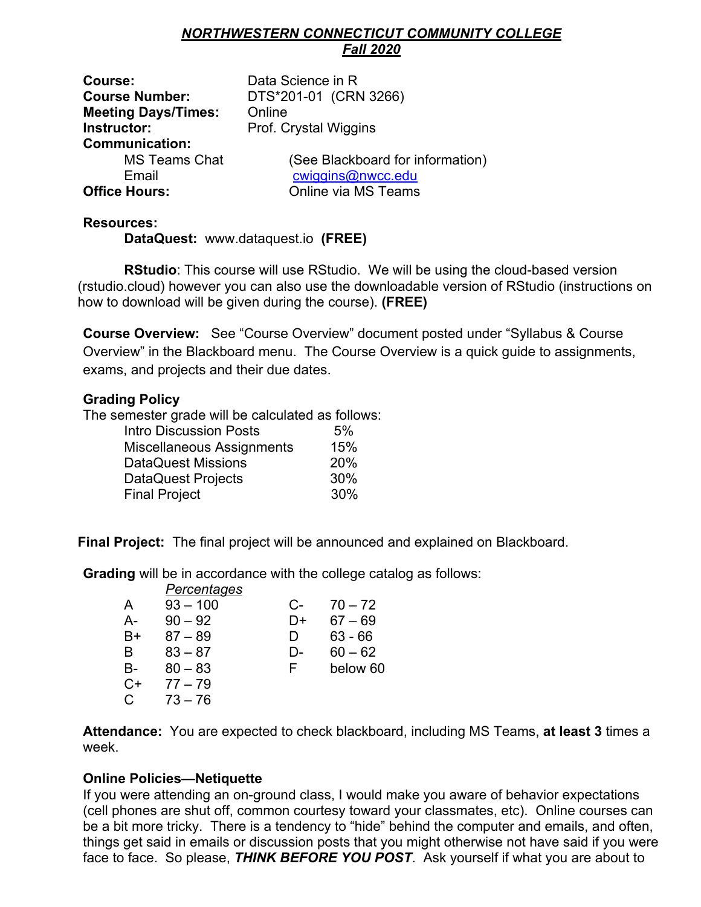***NORTHWESTERN CONNECTICUT COMMUNITY COLLEGE***
***Fall 2020***

| | |
|---|---|
| **Course:** | Data Science in R |
| **Course Number:** | DTS*201-01 (CRN 3266) |
| **Meeting Days/Times:** | Online |
| **Instructor:** | Prof. Crystal Wiggins |
| **Communication:** | |
| MS Teams Chat | (See Blackboard for information) |
| Email | cwiggins@nwcc.edu |
| **Office Hours:** | Online via MS Teams |

**Resources:**

**DataQuest:** www.dataquest.io **(FREE)**

**RStudio**: This course will use RStudio. We will be using the cloud-based version (rstudio.cloud) however you can also use the downloadable version of RStudio (instructions on how to download will be given during the course). **(FREE)**

**Course Overview:** See "Course Overview" document posted under "Syllabus & Course Overview" in the Blackboard menu. The Course Overview is a quick guide to assignments, exams, and projects and their due dates.

**Grading Policy**

The semester grade will be calculated as follows:

| | |
|---|---|
| Intro Discussion Posts | 5% |
| Miscellaneous Assignments | 15% |
| DataQuest Missions | 20% |
| DataQuest Projects | 30% |
| Final Project | 30% |

**Final Project:** The final project will be announced and explained on Blackboard.

**Grading** will be in accordance with the college catalog as follows:

| | *Percentages* | | |
|---|---|---|---|
| A | 93 – 100 | C- | 70 – 72 |
| A- | 90 – 92 | D+ | 67 – 69 |
| B+ | 87 – 89 | D | 63 - 66 |
| B | 83 – 87 | D- | 60 – 62 |
| B- | 80 – 83 | F | below 60 |
| C+ | 77 – 79 | | |
| C | 73 – 76 | | |

**Attendance:** You are expected to check blackboard, including MS Teams, **at least 3** times a week.

**Online Policies—Netiquette**

If you were attending an on-ground class, I would make you aware of behavior expectations (cell phones are shut off, common courtesy toward your classmates, etc). Online courses can be a bit more tricky. There is a tendency to "hide" behind the computer and emails, and often, things get said in emails or discussion posts that you might otherwise not have said if you were face to face. So please, ***THINK BEFORE YOU POST***. Ask yourself if what you are about to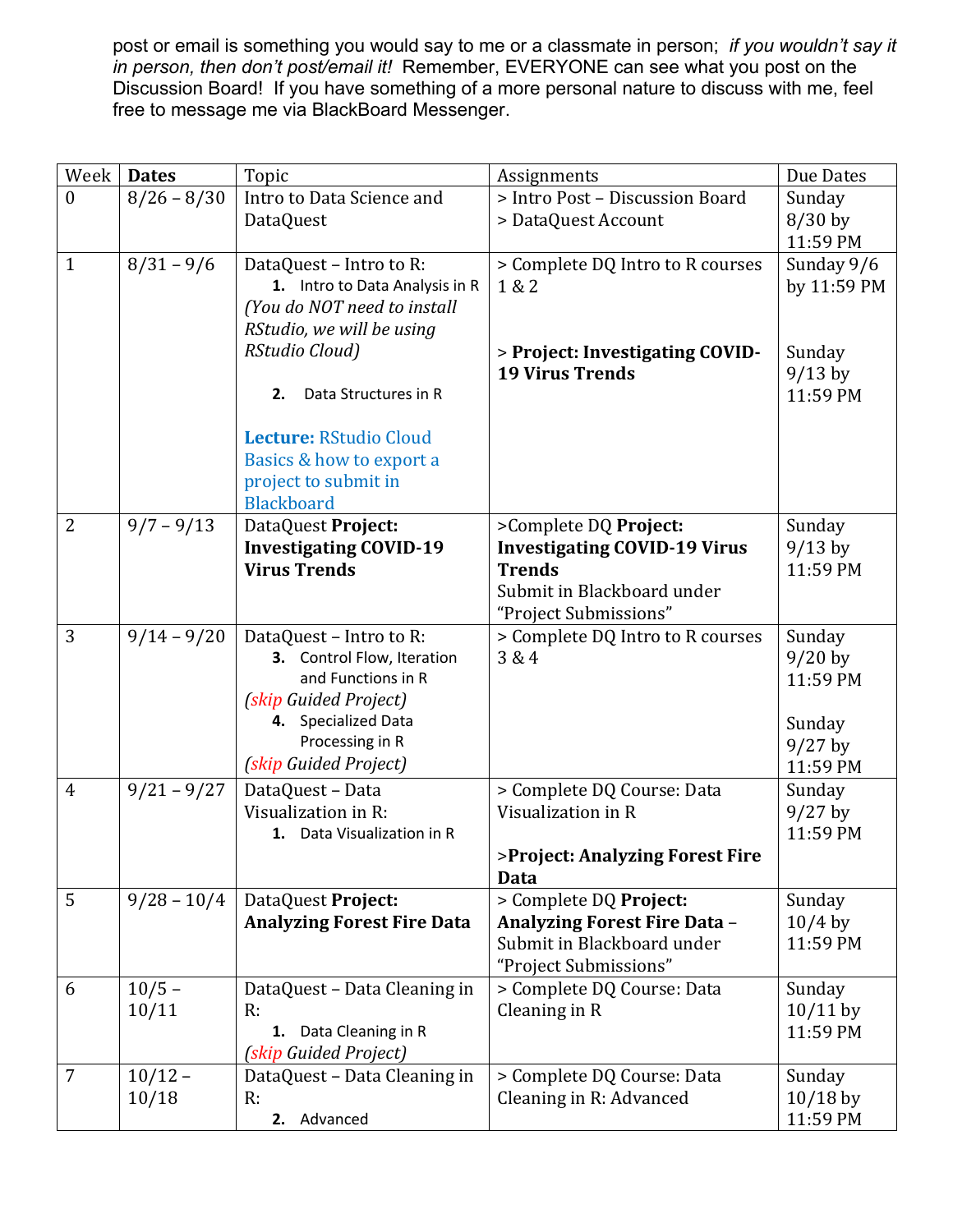post or email is something you would say to me or a classmate in person; *if you wouldn't say it in person, then don't post/email it!* Remember, EVERYONE can see what you post on the Discussion Board! If you have something of a more personal nature to discuss with me, feel free to message me via BlackBoard Messenger.

| Week | **Dates** | Topic | Assignments | Due Dates |
|---|---|---|---|---|
| 0 | 8/26 – 8/30 | Intro to Data Science and DataQuest | > Intro Post – Discussion Board<br>> DataQuest Account | Sunday 8/30 by 11:59 PM |
| 1 | 8/31 – 9/6 | DataQuest – Intro to R:<br>1. Intro to Data Analysis in R<br>*(You do NOT need to install RStudio, we will be using RStudio Cloud)*<br>2. Data Structures in R<br><br>**Lecture:** RStudio Cloud Basics & how to export a project to submit in Blackboard | > Complete DQ Intro to R courses 1 & 2<br><br>> **Project: Investigating COVID-19 Virus Trends** | Sunday 9/6 by 11:59 PM<br><br>Sunday 9/13 by 11:59 PM |
| 2 | 9/7 – 9/13 | DataQuest **Project: Investigating COVID-19 Virus Trends** | >Complete DQ **Project: Investigating COVID-19 Virus Trends**<br>Submit in Blackboard under "Project Submissions" | Sunday 9/13 by 11:59 PM |
| 3 | 9/14 – 9/20 | DataQuest – Intro to R:<br>3. Control Flow, Iteration and Functions in R<br>*(skip Guided Project)*<br>4. Specialized Data Processing in R<br>*(skip Guided Project)* | > Complete DQ Intro to R courses 3 & 4 | Sunday 9/20 by 11:59 PM<br><br>Sunday 9/27 by 11:59 PM |
| 4 | 9/21 – 9/27 | DataQuest – Data Visualization in R:<br>1. Data Visualization in R | > Complete DQ Course: Data Visualization in R<br><br>>**Project: Analyzing Forest Fire Data** | Sunday 9/27 by 11:59 PM |
| 5 | 9/28 – 10/4 | DataQuest **Project: Analyzing Forest Fire Data** | > Complete DQ **Project: Analyzing Forest Fire Data** – Submit in Blackboard under "Project Submissions" | Sunday 10/4 by 11:59 PM |
| 6 | 10/5 – 10/11 | DataQuest – Data Cleaning in R:<br>1. Data Cleaning in R<br>*(skip Guided Project)* | > Complete DQ Course: Data Cleaning in R | Sunday 10/11 by 11:59 PM |
| 7 | 10/12 – 10/18 | DataQuest – Data Cleaning in R:<br>2. Advanced | > Complete DQ Course: Data Cleaning in R: Advanced | Sunday 10/18 by 11:59 PM |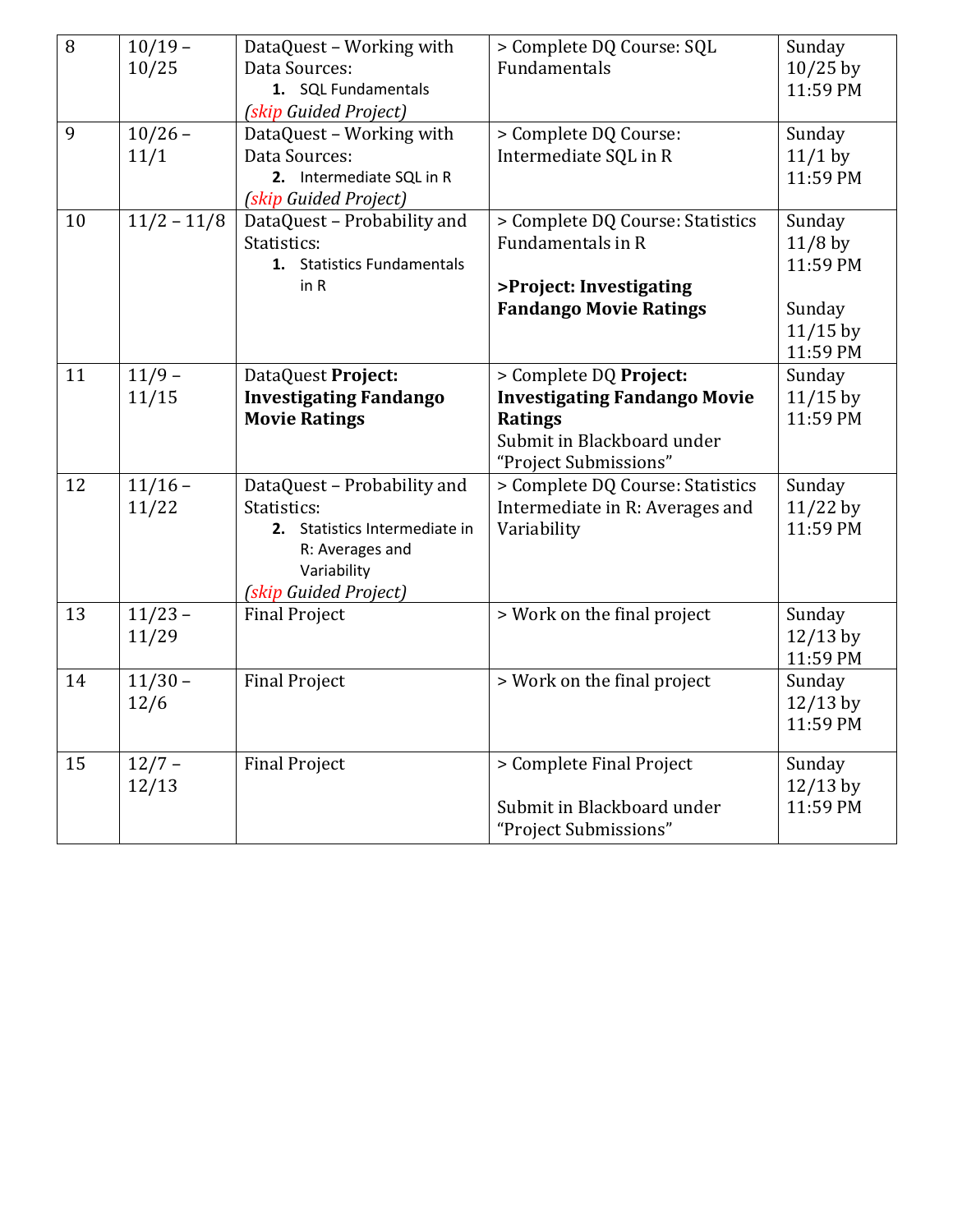| | | | | |
|---|---|---|---|---|
| 8 | 10/19 – 10/25 | DataQuest – Working with Data Sources:<br>1. SQL Fundamentals<br>*(skip Guided Project)* | > Complete DQ Course: SQL Fundamentals | Sunday 10/25 by 11:59 PM |
| 9 | 10/26 – 11/1 | DataQuest – Working with Data Sources:<br>2. Intermediate SQL in R<br>*(skip Guided Project)* | > Complete DQ Course: Intermediate SQL in R | Sunday 11/1 by 11:59 PM |
| 10 | 11/2 – 11/8 | DataQuest – Probability and Statistics:<br>1. Statistics Fundamentals in R | > Complete DQ Course: Statistics Fundamentals in R<br><br>**>Project: Investigating Fandango Movie Ratings** | Sunday 11/8 by 11:59 PM<br><br>Sunday 11/15 by 11:59 PM |
| 11 | 11/9 – 11/15 | DataQuest **Project: Investigating Fandango Movie Ratings** | > Complete DQ **Project: Investigating Fandango Movie Ratings**<br>Submit in Blackboard under "Project Submissions" | Sunday 11/15 by 11:59 PM |
| 12 | 11/16 – 11/22 | DataQuest – Probability and Statistics:<br>2. Statistics Intermediate in R: Averages and Variability<br>*(skip Guided Project)* | > Complete DQ Course: Statistics Intermediate in R: Averages and Variability | Sunday 11/22 by 11:59 PM |
| 13 | 11/23 – 11/29 | Final Project | > Work on the final project | Sunday 12/13 by 11:59 PM |
| 14 | 11/30 – 12/6 | Final Project | > Work on the final project | Sunday 12/13 by 11:59 PM |
| 15 | 12/7 – 12/13 | Final Project | > Complete Final Project<br><br>Submit in Blackboard under "Project Submissions" | Sunday 12/13 by 11:59 PM |